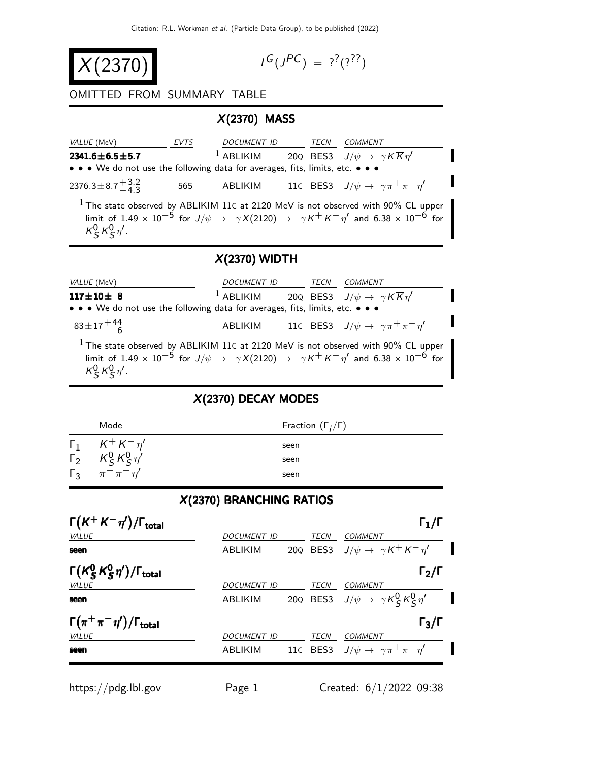Citation: R.L. Workman et al. (Particle Data Group), to be published (2022)

# $X(2370)$

$I^G(J^{PC}) = ?^?(?^{??})$

OMITTED FROM SUMMARY TABLE

## $X(2370)$ MASS

| VALUE (MeV) | EVTS | DOCUMENT ID | TECN | COMMENT |
|---|---|---|---|---|
| **2341.6±6.5±5.7** | | [1] ABLIKIM 20Q | BES3 | $J/\psi \to \gamma K \overline{K} \eta'$ |
| • • • We do not use the following data for averages, fits, limits, etc. • • • | | | | |
| $2376.3 \pm 8.7^{+3.2}_{-4.3}$ | 565 | ABLIKIM 11C | BES3 | $J/\psi \to \gamma \pi^+ \pi^- \eta'$ |

[1] The state observed by ABLIKIM 11C at 2120 MeV is not observed with 90% CL upper limit of $1.49 \times 10^{-5}$ for $J/\psi \to \gamma X(2120) \to \gamma K^+ K^- \eta'$ and $6.38 \times 10^{-6}$ for $K^0_S K^0_S \eta'$.

## $X(2370)$ WIDTH

| VALUE (MeV) | DOCUMENT ID | TECN | COMMENT |
|---|---|---|---|
| **117±10± 8** | [1] ABLIKIM 20Q | BES3 | $J/\psi \to \gamma K \overline{K} \eta'$ |
| • • • We do not use the following data for averages, fits, limits, etc. • • • | | | |
| $83 \pm 17^{+44}_{-6}$ | ABLIKIM 11C | BES3 | $J/\psi \to \gamma \pi^+ \pi^- \eta'$ |

[1] The state observed by ABLIKIM 11C at 2120 MeV is not observed with 90% CL upper limit of $1.49 \times 10^{-5}$ for $J/\psi \to \gamma X(2120) \to \gamma K^+ K^- \eta'$ and $6.38 \times 10^{-6}$ for $K^0_S K^0_S \eta'$.

## $X(2370)$ DECAY MODES

| | Mode | Fraction $(\Gamma_i/\Gamma)$ |
|---|---|---|
| $\Gamma_1$ | $K^+ K^- \eta'$ | seen |
| $\Gamma_2$ | $K^0_S K^0_S \eta'$ | seen |
| $\Gamma_3$ | $\pi^+ \pi^- \eta'$ | seen |

## $X(2370)$ BRANCHING RATIOS

**$\Gamma(K^+ K^- \eta')/\Gamma_{\text{total}}$** $\quad \Gamma_1/\Gamma$

| VALUE | DOCUMENT ID | TECN | COMMENT |
|---|---|---|---|
| **seen** | ABLIKIM 20Q | BES3 | $J/\psi \to \gamma K^+ K^- \eta'$ |

**$\Gamma(K^0_S K^0_S \eta')/\Gamma_{\text{total}}$** $\quad \Gamma_2/\Gamma$

| VALUE | DOCUMENT ID | TECN | COMMENT |
|---|---|---|---|
| **seen** | ABLIKIM 20Q | BES3 | $J/\psi \to \gamma K^0_S K^0_S \eta'$ |

**$\Gamma(\pi^+ \pi^- \eta')/\Gamma_{\text{total}}$** $\quad \Gamma_3/\Gamma$

| VALUE | DOCUMENT ID | TECN | COMMENT |
|---|---|---|---|
| **seen** | ABLIKIM 11C | BES3 | $J/\psi \to \gamma \pi^+ \pi^- \eta'$ |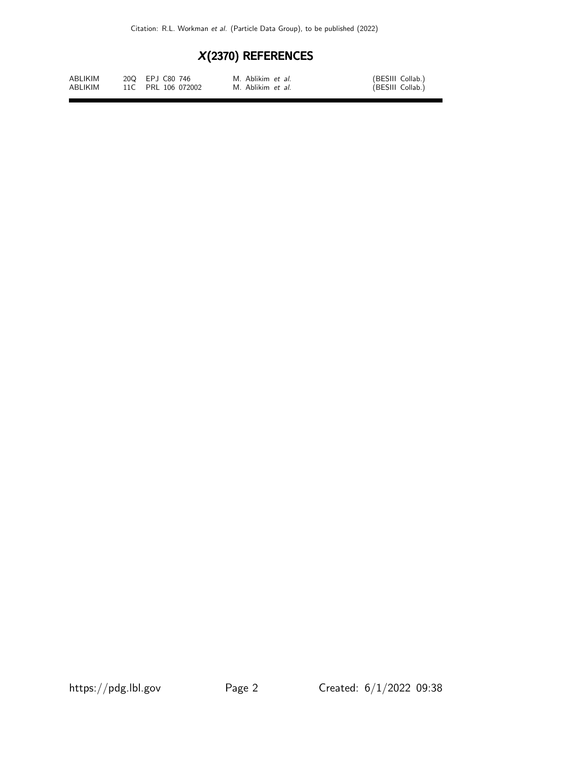## *X*(2370) REFERENCES

| | | | | |
|---|---|---|---|---|
| ABLIKIM | 20Q | EPJ C80 746 | M. Ablikim *et al.* | (BESIII Collab.) |
| ABLIKIM | 11C | PRL 106 072002 | M. Ablikim *et al.* | (BESIII Collab.) |